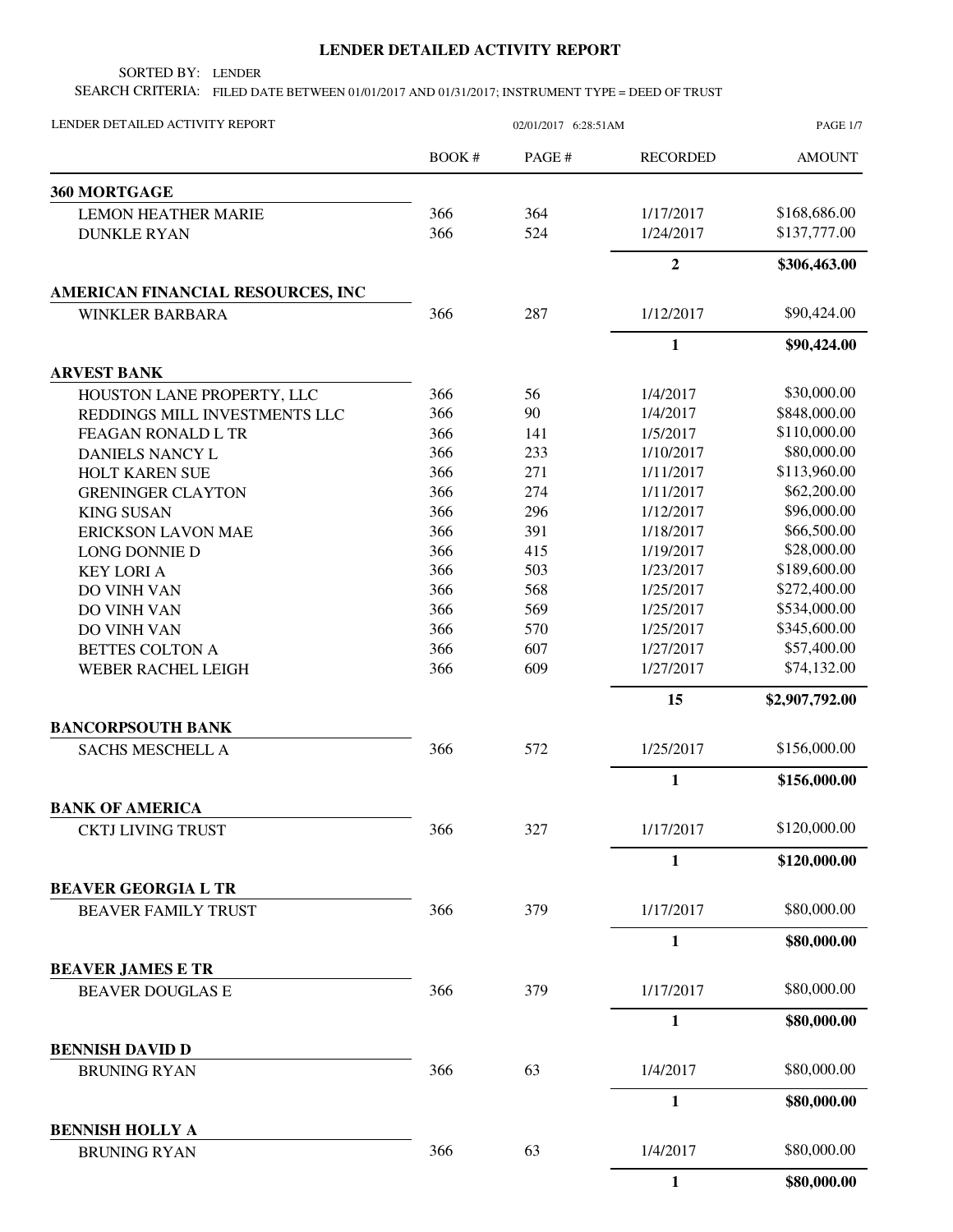# LENDER DETAILED ACTIVITY REPORT

SORTED BY: LENDER

SEARCH CRITERIA: FILED DATE BETWEEN 01/01/2017 AND 01/31/2017; INSTRUMENT TYPE = DEED OF TRUST

LENDER DETAILED ACTIVITY REPORT — 02/01/2017 6:28:51AM

| | BOOK # | PAGE # | RECORDED | AMOUNT |
|---|---|---|---|---|
| **360 MORTGAGE** | | | | |
| LEMON HEATHER MARIE | 366 | 364 | 1/17/2017 | $168,686.00 |
| DUNKLE RYAN | 366 | 524 | 1/24/2017 | $137,777.00 |
| | | | **2** | **$306,463.00** |
| **AMERICAN FINANCIAL RESOURCES, INC** | | | | |
| WINKLER BARBARA | 366 | 287 | 1/12/2017 | $90,424.00 |
| | | | **1** | **$90,424.00** |
| **ARVEST BANK** | | | | |
| HOUSTON LANE PROPERTY, LLC | 366 | 56 | 1/4/2017 | $30,000.00 |
| REDDINGS MILL INVESTMENTS LLC | 366 | 90 | 1/4/2017 | $848,000.00 |
| FEAGAN RONALD L TR | 366 | 141 | 1/5/2017 | $110,000.00 |
| DANIELS NANCY L | 366 | 233 | 1/10/2017 | $80,000.00 |
| HOLT KAREN SUE | 366 | 271 | 1/11/2017 | $113,960.00 |
| GRENINGER CLAYTON | 366 | 274 | 1/11/2017 | $62,200.00 |
| KING SUSAN | 366 | 296 | 1/12/2017 | $96,000.00 |
| ERICKSON LAVON MAE | 366 | 391 | 1/18/2017 | $66,500.00 |
| LONG DONNIE D | 366 | 415 | 1/19/2017 | $28,000.00 |
| KEY LORI A | 366 | 503 | 1/23/2017 | $189,600.00 |
| DO VINH VAN | 366 | 568 | 1/25/2017 | $272,400.00 |
| DO VINH VAN | 366 | 569 | 1/25/2017 | $534,000.00 |
| DO VINH VAN | 366 | 570 | 1/25/2017 | $345,600.00 |
| BETTES COLTON A | 366 | 607 | 1/27/2017 | $57,400.00 |
| WEBER RACHEL LEIGH | 366 | 609 | 1/27/2017 | $74,132.00 |
| | | | **15** | **$2,907,792.00** |
| **BANCORPSOUTH BANK** | | | | |
| SACHS MESCHELL A | 366 | 572 | 1/25/2017 | $156,000.00 |
| | | | **1** | **$156,000.00** |
| **BANK OF AMERICA** | | | | |
| CKTJ LIVING TRUST | 366 | 327 | 1/17/2017 | $120,000.00 |
| | | | **1** | **$120,000.00** |
| **BEAVER GEORGIA L TR** | | | | |
| BEAVER FAMILY TRUST | 366 | 379 | 1/17/2017 | $80,000.00 |
| | | | **1** | **$80,000.00** |
| **BEAVER JAMES E TR** | | | | |
| BEAVER DOUGLAS E | 366 | 379 | 1/17/2017 | $80,000.00 |
| | | | **1** | **$80,000.00** |
| **BENNISH DAVID D** | | | | |
| BRUNING RYAN | 366 | 63 | 1/4/2017 | $80,000.00 |
| | | | **1** | **$80,000.00** |
| **BENNISH HOLLY A** | | | | |
| BRUNING RYAN | 366 | 63 | 1/4/2017 | $80,000.00 |
| | | | **1** | **$80,000.00** |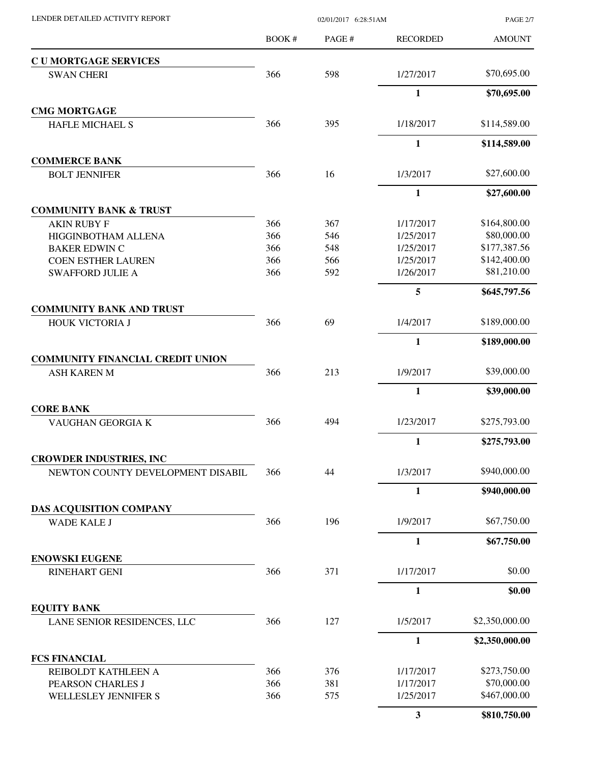LENDER DETAILED ACTIVITY REPORT

| | BOOK # | PAGE # | RECORDED | AMOUNT |
|---|---|---|---|---|
| **C U MORTGAGE SERVICES** | | | | |
| SWAN CHERI | 366 | 598 | 1/27/2017 | $70,695.00 |
| | | | **1** | **$70,695.00** |
| **CMG MORTGAGE** | | | | |
| HAFLE MICHAEL S | 366 | 395 | 1/18/2017 | $114,589.00 |
| | | | **1** | **$114,589.00** |
| **COMMERCE BANK** | | | | |
| BOLT JENNIFER | 366 | 16 | 1/3/2017 | $27,600.00 |
| | | | **1** | **$27,600.00** |
| **COMMUNITY BANK & TRUST** | | | | |
| AKIN RUBY F | 366 | 367 | 1/17/2017 | $164,800.00 |
| HIGGINBOTHAM ALLENA | 366 | 546 | 1/25/2017 | $80,000.00 |
| BAKER EDWIN C | 366 | 548 | 1/25/2017 | $177,387.56 |
| COEN ESTHER LAUREN | 366 | 566 | 1/25/2017 | $142,400.00 |
| SWAFFORD JULIE A | 366 | 592 | 1/26/2017 | $81,210.00 |
| | | | **5** | **$645,797.56** |
| **COMMUNITY BANK AND TRUST** | | | | |
| HOUK VICTORIA J | 366 | 69 | 1/4/2017 | $189,000.00 |
| | | | **1** | **$189,000.00** |
| **COMMUNITY FINANCIAL CREDIT UNION** | | | | |
| ASH KAREN M | 366 | 213 | 1/9/2017 | $39,000.00 |
| | | | **1** | **$39,000.00** |
| **CORE BANK** | | | | |
| VAUGHAN GEORGIA K | 366 | 494 | 1/23/2017 | $275,793.00 |
| | | | **1** | **$275,793.00** |
| **CROWDER INDUSTRIES, INC** | | | | |
| NEWTON COUNTY DEVELOPMENT DISABIL | 366 | 44 | 1/3/2017 | $940,000.00 |
| | | | **1** | **$940,000.00** |
| **DAS ACQUISITION COMPANY** | | | | |
| WADE KALE J | 366 | 196 | 1/9/2017 | $67,750.00 |
| | | | **1** | **$67,750.00** |
| **ENOWSKI EUGENE** | | | | |
| RINEHART GENI | 366 | 371 | 1/17/2017 | $0.00 |
| | | | **1** | **$0.00** |
| **EQUITY BANK** | | | | |
| LANE SENIOR RESIDENCES, LLC | 366 | 127 | 1/5/2017 | $2,350,000.00 |
| | | | **1** | **$2,350,000.00** |
| **FCS FINANCIAL** | | | | |
| REIBOLDT KATHLEEN A | 366 | 376 | 1/17/2017 | $273,750.00 |
| PEARSON CHARLES J | 366 | 381 | 1/17/2017 | $70,000.00 |
| WELLESLEY JENNIFER S | 366 | 575 | 1/25/2017 | $467,000.00 |
| | | | **3** | **$810,750.00** |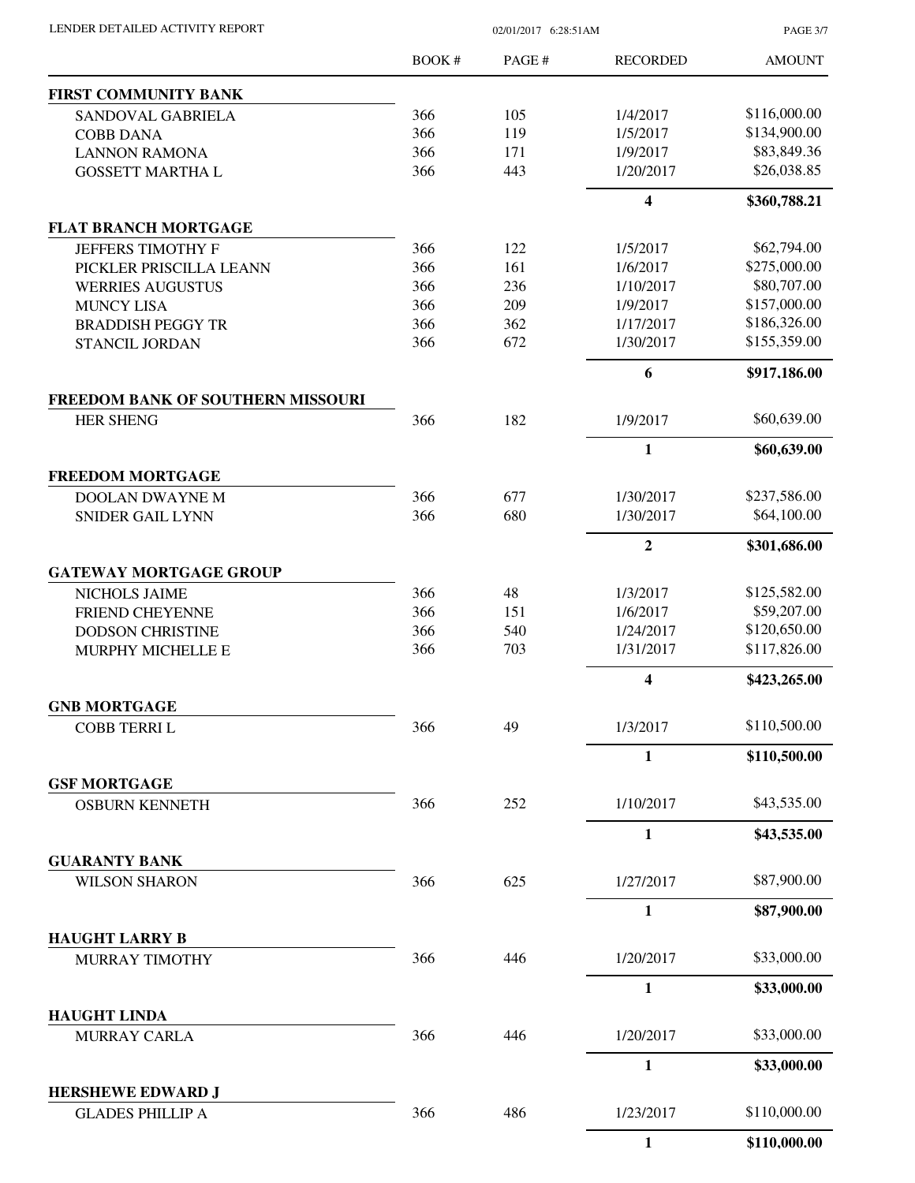| | BOOK # | PAGE # | RECORDED | AMOUNT |
|---|---|---|---|---|
| **FIRST COMMUNITY BANK** | | | | |
| SANDOVAL GABRIELA | 366 | 105 | 1/4/2017 | $116,000.00 |
| COBB DANA | 366 | 119 | 1/5/2017 | $134,900.00 |
| LANNON RAMONA | 366 | 171 | 1/9/2017 | $83,849.36 |
| GOSSETT MARTHA L | 366 | 443 | 1/20/2017 | $26,038.85 |
| | | | **4** | **$360,788.21** |
| **FLAT BRANCH MORTGAGE** | | | | |
| JEFFERS TIMOTHY F | 366 | 122 | 1/5/2017 | $62,794.00 |
| PICKLER PRISCILLA LEANN | 366 | 161 | 1/6/2017 | $275,000.00 |
| WERRIES AUGUSTUS | 366 | 236 | 1/10/2017 | $80,707.00 |
| MUNCY LISA | 366 | 209 | 1/9/2017 | $157,000.00 |
| BRADDISH PEGGY TR | 366 | 362 | 1/17/2017 | $186,326.00 |
| STANCIL JORDAN | 366 | 672 | 1/30/2017 | $155,359.00 |
| | | | **6** | **$917,186.00** |
| **FREEDOM BANK OF SOUTHERN MISSOURI** | | | | |
| HER SHENG | 366 | 182 | 1/9/2017 | $60,639.00 |
| | | | **1** | **$60,639.00** |
| **FREEDOM MORTGAGE** | | | | |
| DOOLAN DWAYNE M | 366 | 677 | 1/30/2017 | $237,586.00 |
| SNIDER GAIL LYNN | 366 | 680 | 1/30/2017 | $64,100.00 |
| | | | **2** | **$301,686.00** |
| **GATEWAY MORTGAGE GROUP** | | | | |
| NICHOLS JAIME | 366 | 48 | 1/3/2017 | $125,582.00 |
| FRIEND CHEYENNE | 366 | 151 | 1/6/2017 | $59,207.00 |
| DODSON CHRISTINE | 366 | 540 | 1/24/2017 | $120,650.00 |
| MURPHY MICHELLE E | 366 | 703 | 1/31/2017 | $117,826.00 |
| | | | **4** | **$423,265.00** |
| **GNB MORTGAGE** | | | | |
| COBB TERRI L | 366 | 49 | 1/3/2017 | $110,500.00 |
| | | | **1** | **$110,500.00** |
| **GSF MORTGAGE** | | | | |
| OSBURN KENNETH | 366 | 252 | 1/10/2017 | $43,535.00 |
| | | | **1** | **$43,535.00** |
| **GUARANTY BANK** | | | | |
| WILSON SHARON | 366 | 625 | 1/27/2017 | $87,900.00 |
| | | | **1** | **$87,900.00** |
| **HAUGHT LARRY B** | | | | |
| MURRAY TIMOTHY | 366 | 446 | 1/20/2017 | $33,000.00 |
| | | | **1** | **$33,000.00** |
| **HAUGHT LINDA** | | | | |
| MURRAY CARLA | 366 | 446 | 1/20/2017 | $33,000.00 |
| | | | **1** | **$33,000.00** |
| **HERSHEWE EDWARD J** | | | | |
| GLADES PHILLIP A | 366 | 486 | 1/23/2017 | $110,000.00 |
| | | | **1** | **$110,000.00** |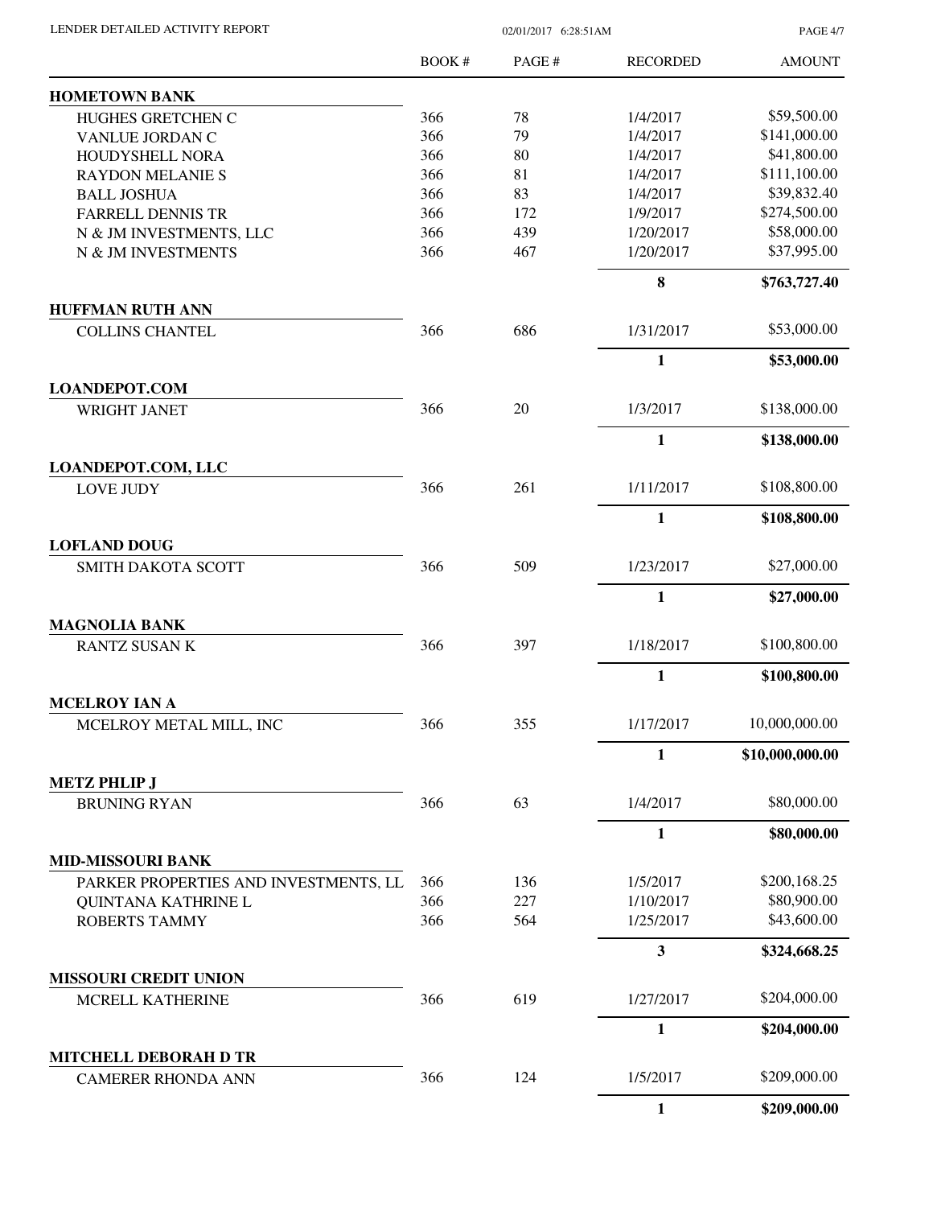| | BOOK # | PAGE # | RECORDED | AMOUNT |
|---|---|---|---|---|
| **HOMETOWN BANK** | | | | |
| HUGHES GRETCHEN C | 366 | 78 | 1/4/2017 | $59,500.00 |
| VANLUE JORDAN C | 366 | 79 | 1/4/2017 | $141,000.00 |
| HOUDYSHELL NORA | 366 | 80 | 1/4/2017 | $41,800.00 |
| RAYDON MELANIE S | 366 | 81 | 1/4/2017 | $111,100.00 |
| BALL JOSHUA | 366 | 83 | 1/4/2017 | $39,832.40 |
| FARRELL DENNIS TR | 366 | 172 | 1/9/2017 | $274,500.00 |
| N & JM INVESTMENTS, LLC | 366 | 439 | 1/20/2017 | $58,000.00 |
| N & JM INVESTMENTS | 366 | 467 | 1/20/2017 | $37,995.00 |
| | | | **8** | **$763,727.40** |
| **HUFFMAN RUTH ANN** | | | | |
| COLLINS CHANTEL | 366 | 686 | 1/31/2017 | $53,000.00 |
| | | | **1** | **$53,000.00** |
| **LOANDEPOT.COM** | | | | |
| WRIGHT JANET | 366 | 20 | 1/3/2017 | $138,000.00 |
| | | | **1** | **$138,000.00** |
| **LOANDEPOT.COM, LLC** | | | | |
| LOVE JUDY | 366 | 261 | 1/11/2017 | $108,800.00 |
| | | | **1** | **$108,800.00** |
| **LOFLAND DOUG** | | | | |
| SMITH DAKOTA SCOTT | 366 | 509 | 1/23/2017 | $27,000.00 |
| | | | **1** | **$27,000.00** |
| **MAGNOLIA BANK** | | | | |
| RANTZ SUSAN K | 366 | 397 | 1/18/2017 | $100,800.00 |
| | | | **1** | **$100,800.00** |
| **MCELROY IAN A** | | | | |
| MCELROY METAL MILL, INC | 366 | 355 | 1/17/2017 | 10,000,000.00 |
| | | | **1** | **$10,000,000.00** |
| **METZ PHLIP J** | | | | |
| BRUNING RYAN | 366 | 63 | 1/4/2017 | $80,000.00 |
| | | | **1** | **$80,000.00** |
| **MID-MISSOURI BANK** | | | | |
| PARKER PROPERTIES AND INVESTMENTS, LL | 366 | 136 | 1/5/2017 | $200,168.25 |
| QUINTANA KATHRINE L | 366 | 227 | 1/10/2017 | $80,900.00 |
| ROBERTS TAMMY | 366 | 564 | 1/25/2017 | $43,600.00 |
| | | | **3** | **$324,668.25** |
| **MISSOURI CREDIT UNION** | | | | |
| MCRELL KATHERINE | 366 | 619 | 1/27/2017 | $204,000.00 |
| | | | **1** | **$204,000.00** |
| **MITCHELL DEBORAH D TR** | | | | |
| CAMERER RHONDA ANN | 366 | 124 | 1/5/2017 | $209,000.00 |
| | | | **1** | **$209,000.00** |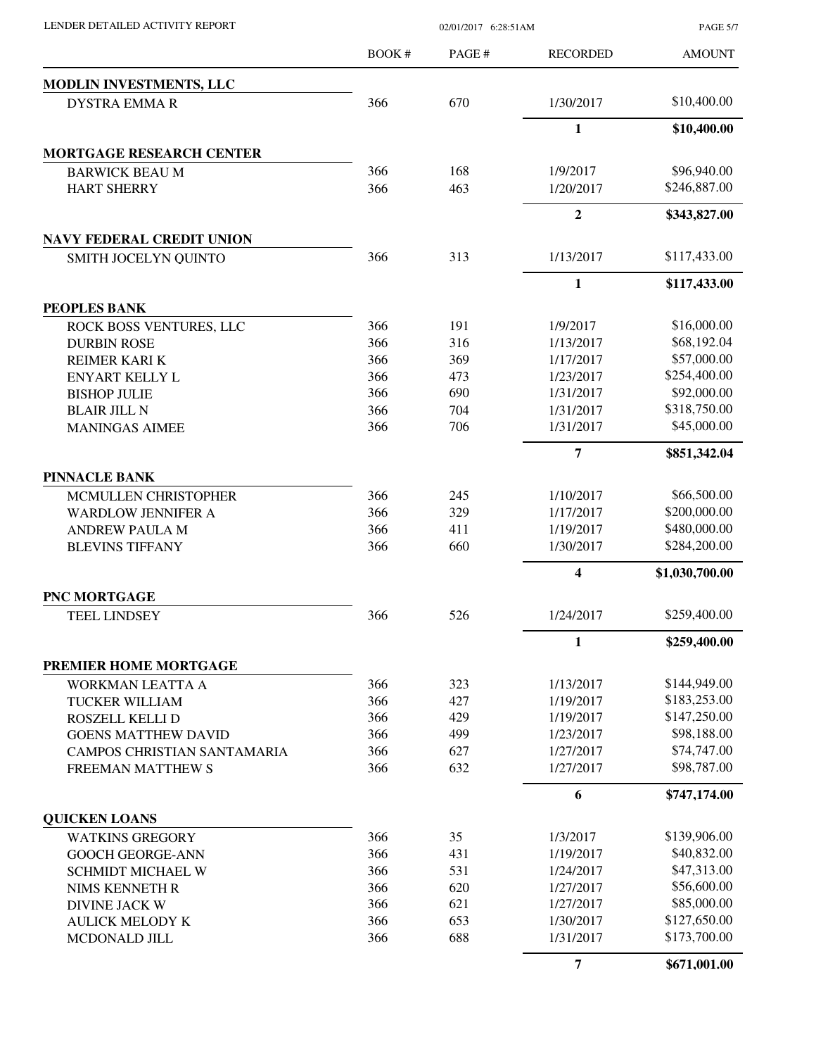| | BOOK # | PAGE # | RECORDED | AMOUNT |
|---|---|---|---|---|
| **MODLIN INVESTMENTS, LLC** | | | | |
| DYSTRA EMMA R | 366 | 670 | 1/30/2017 | $10,400.00 |
| | | | **1** | **$10,400.00** |
| **MORTGAGE RESEARCH CENTER** | | | | |
| BARWICK BEAU M | 366 | 168 | 1/9/2017 | $96,940.00 |
| HART SHERRY | 366 | 463 | 1/20/2017 | $246,887.00 |
| | | | **2** | **$343,827.00** |
| **NAVY FEDERAL CREDIT UNION** | | | | |
| SMITH JOCELYN QUINTO | 366 | 313 | 1/13/2017 | $117,433.00 |
| | | | **1** | **$117,433.00** |
| **PEOPLES BANK** | | | | |
| ROCK BOSS VENTURES, LLC | 366 | 191 | 1/9/2017 | $16,000.00 |
| DURBIN ROSE | 366 | 316 | 1/13/2017 | $68,192.04 |
| REIMER KARI K | 366 | 369 | 1/17/2017 | $57,000.00 |
| ENYART KELLY L | 366 | 473 | 1/23/2017 | $254,400.00 |
| BISHOP JULIE | 366 | 690 | 1/31/2017 | $92,000.00 |
| BLAIR JILL N | 366 | 704 | 1/31/2017 | $318,750.00 |
| MANINGAS AIMEE | 366 | 706 | 1/31/2017 | $45,000.00 |
| | | | **7** | **$851,342.04** |
| **PINNACLE BANK** | | | | |
| MCMULLEN CHRISTOPHER | 366 | 245 | 1/10/2017 | $66,500.00 |
| WARDLOW JENNIFER A | 366 | 329 | 1/17/2017 | $200,000.00 |
| ANDREW PAULA M | 366 | 411 | 1/19/2017 | $480,000.00 |
| BLEVINS TIFFANY | 366 | 660 | 1/30/2017 | $284,200.00 |
| | | | **4** | **$1,030,700.00** |
| **PNC MORTGAGE** | | | | |
| TEEL LINDSEY | 366 | 526 | 1/24/2017 | $259,400.00 |
| | | | **1** | **$259,400.00** |
| **PREMIER HOME MORTGAGE** | | | | |
| WORKMAN LEATTA A | 366 | 323 | 1/13/2017 | $144,949.00 |
| TUCKER WILLIAM | 366 | 427 | 1/19/2017 | $183,253.00 |
| ROSZELL KELLI D | 366 | 429 | 1/19/2017 | $147,250.00 |
| GOENS MATTHEW DAVID | 366 | 499 | 1/23/2017 | $98,188.00 |
| CAMPOS CHRISTIAN SANTAMARIA | 366 | 627 | 1/27/2017 | $74,747.00 |
| FREEMAN MATTHEW S | 366 | 632 | 1/27/2017 | $98,787.00 |
| | | | **6** | **$747,174.00** |
| **QUICKEN LOANS** | | | | |
| WATKINS GREGORY | 366 | 35 | 1/3/2017 | $139,906.00 |
| GOOCH GEORGE-ANN | 366 | 431 | 1/19/2017 | $40,832.00 |
| SCHMIDT MICHAEL W | 366 | 531 | 1/24/2017 | $47,313.00 |
| NIMS KENNETH R | 366 | 620 | 1/27/2017 | $56,600.00 |
| DIVINE JACK W | 366 | 621 | 1/27/2017 | $85,000.00 |
| AULICK MELODY K | 366 | 653 | 1/30/2017 | $127,650.00 |
| MCDONALD JILL | 366 | 688 | 1/31/2017 | $173,700.00 |
| | | | **7** | **$671,001.00** |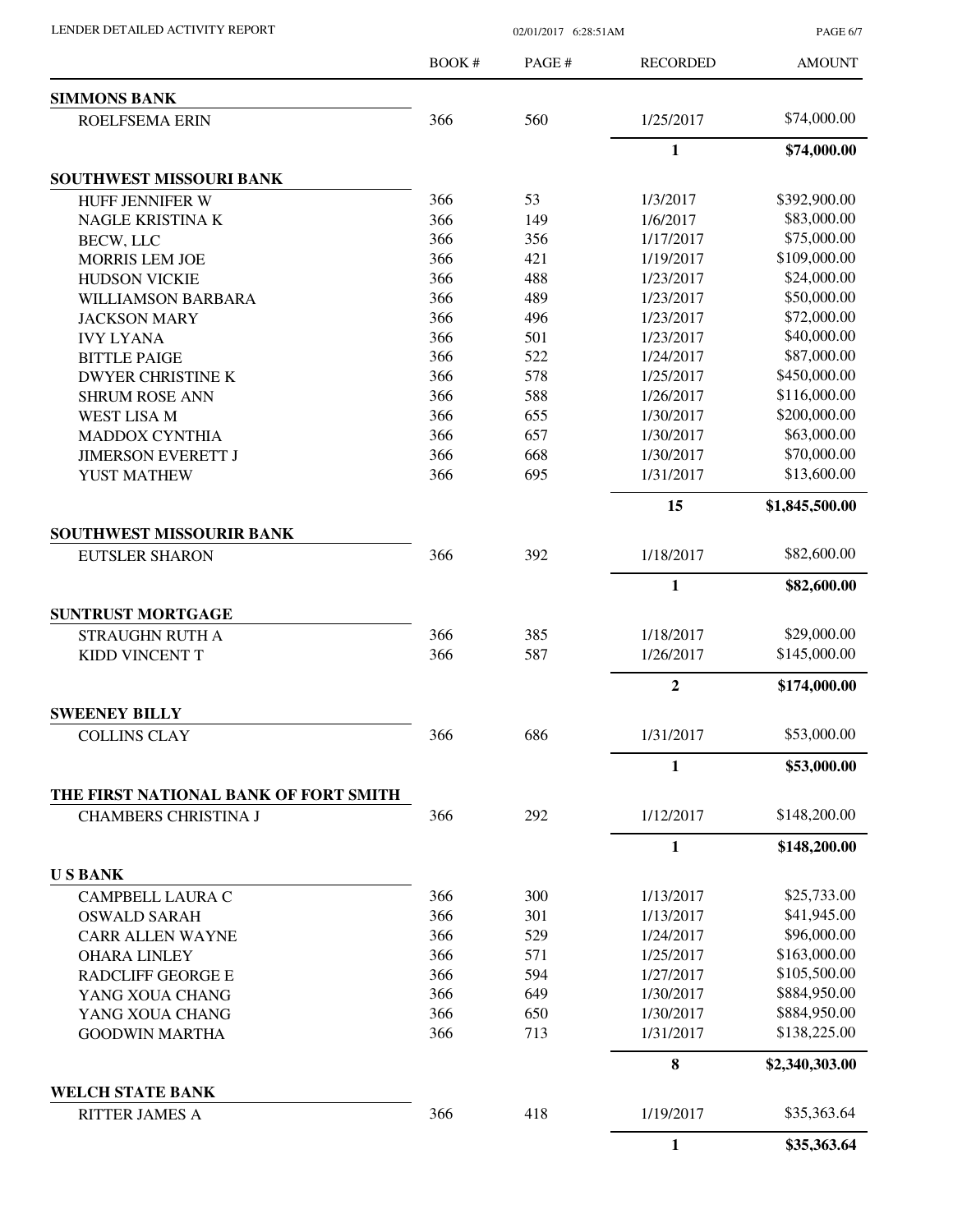| | BOOK # | PAGE # | RECORDED | AMOUNT |
|---|---|---|---|---|
| **SIMMONS BANK** | | | | |
| ROELFSEMA ERIN | 366 | 560 | 1/25/2017 | $74,000.00 |
| | | | **1** | **$74,000.00** |
| **SOUTHWEST MISSOURI BANK** | | | | |
| HUFF JENNIFER W | 366 | 53 | 1/3/2017 | $392,900.00 |
| NAGLE KRISTINA K | 366 | 149 | 1/6/2017 | $83,000.00 |
| BECW, LLC | 366 | 356 | 1/17/2017 | $75,000.00 |
| MORRIS LEM JOE | 366 | 421 | 1/19/2017 | $109,000.00 |
| HUDSON VICKIE | 366 | 488 | 1/23/2017 | $24,000.00 |
| WILLIAMSON BARBARA | 366 | 489 | 1/23/2017 | $50,000.00 |
| JACKSON MARY | 366 | 496 | 1/23/2017 | $72,000.00 |
| IVY LYANA | 366 | 501 | 1/23/2017 | $40,000.00 |
| BITTLE PAIGE | 366 | 522 | 1/24/2017 | $87,000.00 |
| DWYER CHRISTINE K | 366 | 578 | 1/25/2017 | $450,000.00 |
| SHRUM ROSE ANN | 366 | 588 | 1/26/2017 | $116,000.00 |
| WEST LISA M | 366 | 655 | 1/30/2017 | $200,000.00 |
| MADDOX CYNTHIA | 366 | 657 | 1/30/2017 | $63,000.00 |
| JIMERSON EVERETT J | 366 | 668 | 1/30/2017 | $70,000.00 |
| YUST MATHEW | 366 | 695 | 1/31/2017 | $13,600.00 |
| | | | **15** | **$1,845,500.00** |
| **SOUTHWEST MISSOURIR BANK** | | | | |
| EUTSLER SHARON | 366 | 392 | 1/18/2017 | $82,600.00 |
| | | | **1** | **$82,600.00** |
| **SUNTRUST MORTGAGE** | | | | |
| STRAUGHN RUTH A | 366 | 385 | 1/18/2017 | $29,000.00 |
| KIDD VINCENT T | 366 | 587 | 1/26/2017 | $145,000.00 |
| | | | **2** | **$174,000.00** |
| **SWEENEY BILLY** | | | | |
| COLLINS CLAY | 366 | 686 | 1/31/2017 | $53,000.00 |
| | | | **1** | **$53,000.00** |
| **THE FIRST NATIONAL BANK OF FORT SMITH** | | | | |
| CHAMBERS CHRISTINA J | 366 | 292 | 1/12/2017 | $148,200.00 |
| | | | **1** | **$148,200.00** |
| **U S BANK** | | | | |
| CAMPBELL LAURA C | 366 | 300 | 1/13/2017 | $25,733.00 |
| OSWALD SARAH | 366 | 301 | 1/13/2017 | $41,945.00 |
| CARR ALLEN WAYNE | 366 | 529 | 1/24/2017 | $96,000.00 |
| OHARA LINLEY | 366 | 571 | 1/25/2017 | $163,000.00 |
| RADCLIFF GEORGE E | 366 | 594 | 1/27/2017 | $105,500.00 |
| YANG XOUA CHANG | 366 | 649 | 1/30/2017 | $884,950.00 |
| YANG XOUA CHANG | 366 | 650 | 1/30/2017 | $884,950.00 |
| GOODWIN MARTHA | 366 | 713 | 1/31/2017 | $138,225.00 |
| | | | **8** | **$2,340,303.00** |
| **WELCH STATE BANK** | | | | |
| RITTER JAMES A | 366 | 418 | 1/19/2017 | $35,363.64 |
| | | | **1** | **$35,363.64** |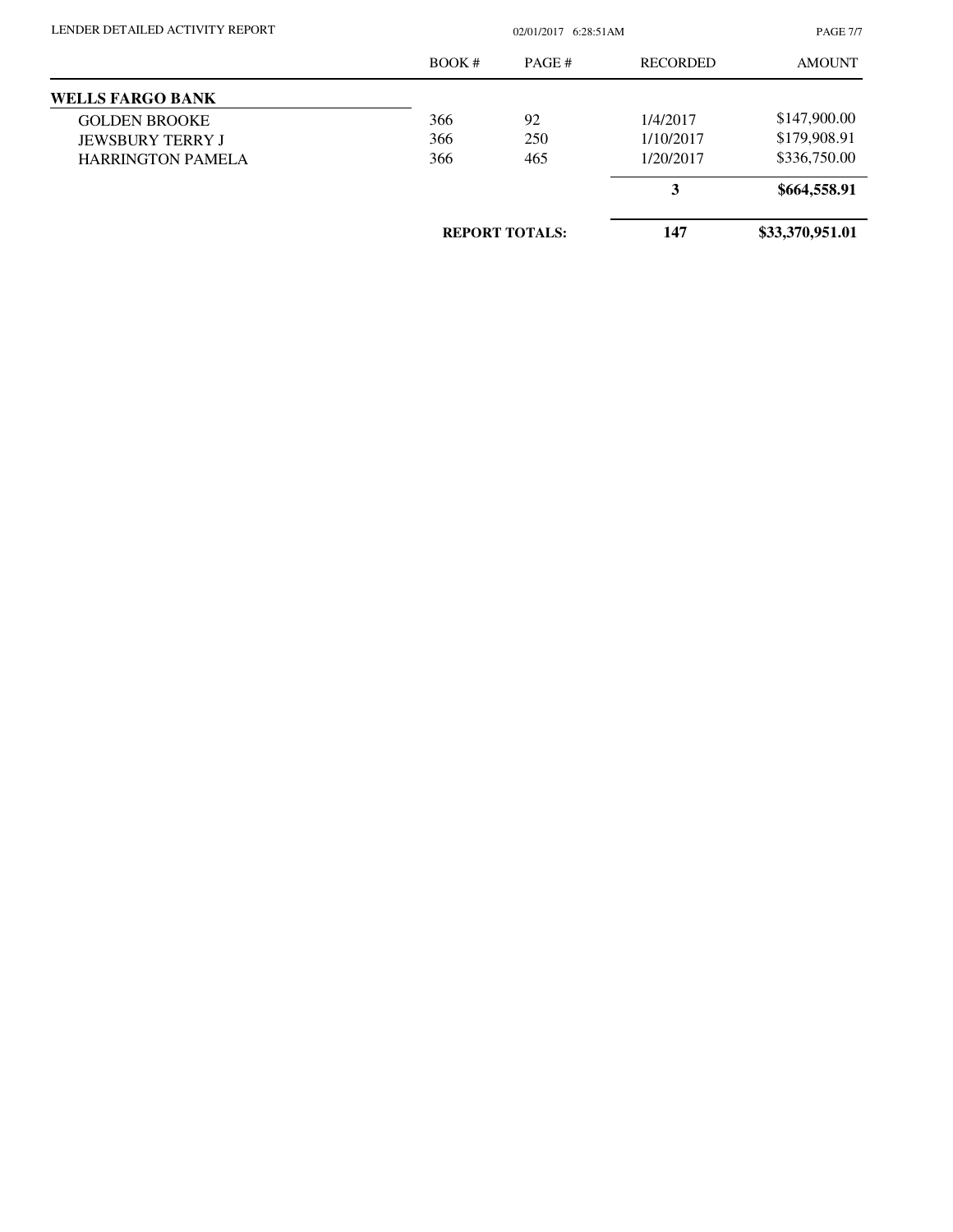| | BOOK # | PAGE # | RECORDED | AMOUNT |
|---|---|---|---|---|
| **WELLS FARGO BANK** | | | | |
| GOLDEN BROOKE | 366 | 92 | 1/4/2017 | $147,900.00 |
| JEWSBURY TERRY J | 366 | 250 | 1/10/2017 | $179,908.91 |
| HARRINGTON PAMELA | 366 | 465 | 1/20/2017 | $336,750.00 |
| | | | **3** | **$664,558.91** |
| | **REPORT TOTALS:** | | **147** | **$33,370,951.01** |